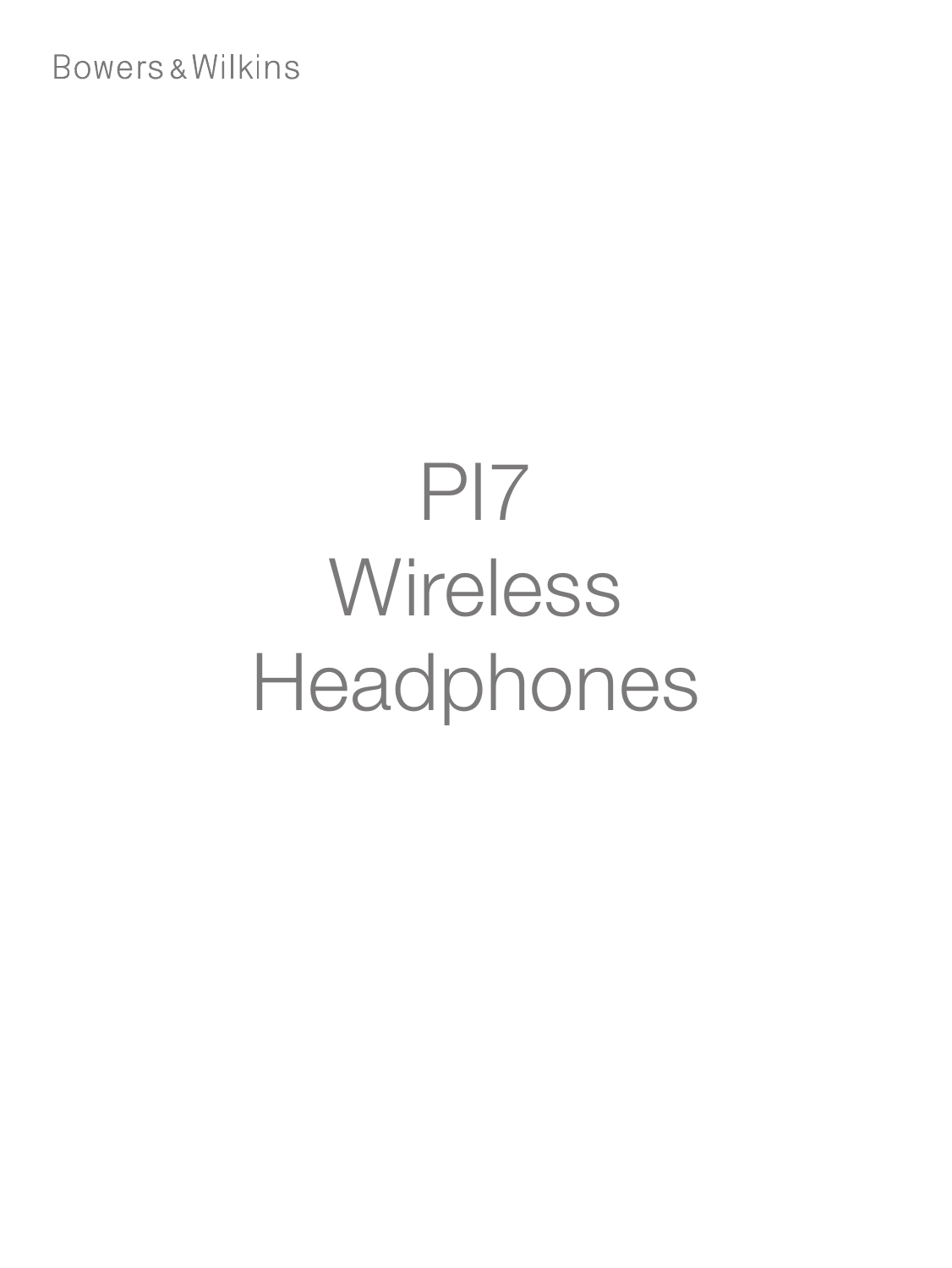Bowers & Wilkins

# PI7 Wireless Headphones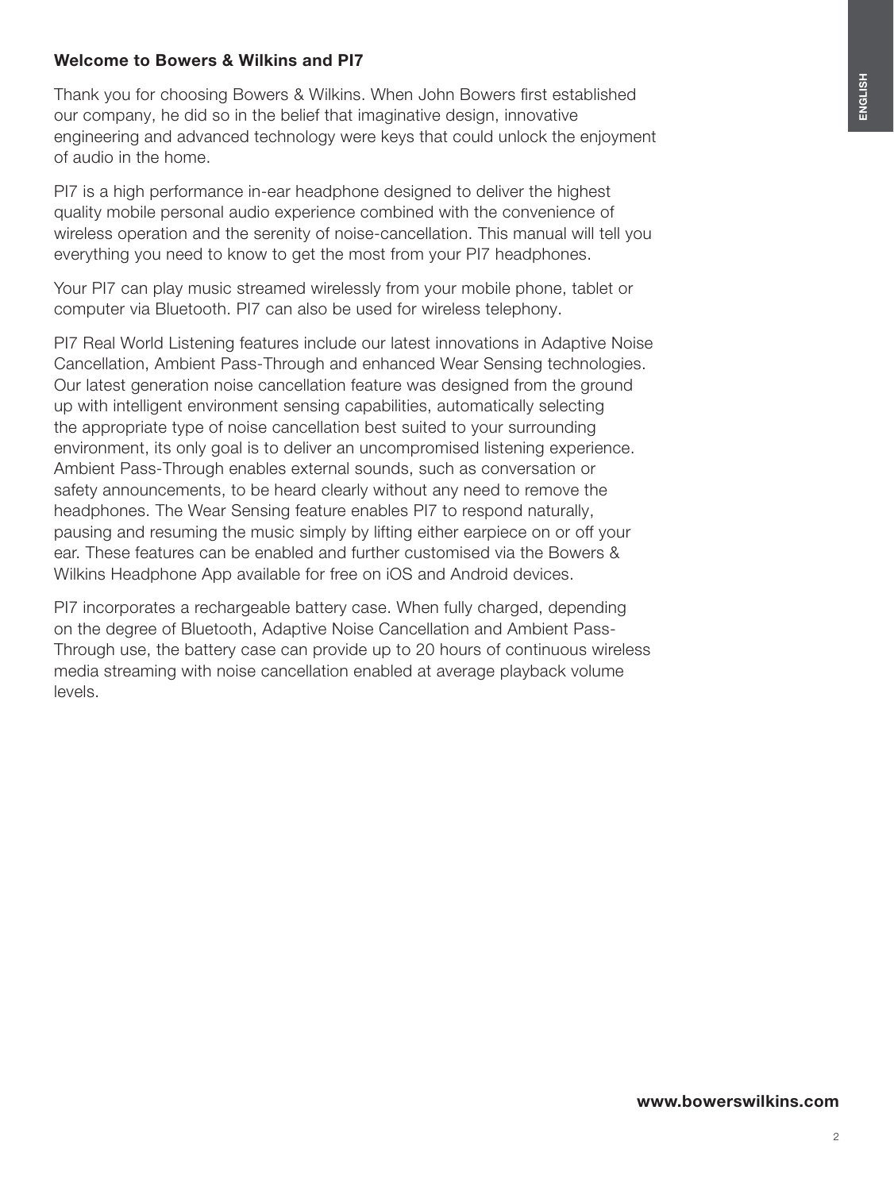## Welcome to Bowers & Wilkins and PI7

Thank you for choosing Bowers & Wilkins. When John Bowers first established our company, he did so in the belief that imaginative design, innovative engineering and advanced technology were keys that could unlock the enjoyment of audio in the home.

PI7 is a high performance in-ear headphone designed to deliver the highest quality mobile personal audio experience combined with the convenience of wireless operation and the serenity of noise-cancellation. This manual will tell you everything you need to know to get the most from your PI7 headphones.

Your PI7 can play music streamed wirelessly from your mobile phone, tablet or computer via Bluetooth. PI7 can also be used for wireless telephony.

PI7 Real World Listening features include our latest innovations in Adaptive Noise Cancellation, Ambient Pass-Through and enhanced Wear Sensing technologies. Our latest generation noise cancellation feature was designed from the ground up with intelligent environment sensing capabilities, automatically selecting the appropriate type of noise cancellation best suited to your surrounding environment, its only goal is to deliver an uncompromised listening experience. Ambient Pass-Through enables external sounds, such as conversation or safety announcements, to be heard clearly without any need to remove the headphones. The Wear Sensing feature enables PI7 to respond naturally, pausing and resuming the music simply by lifting either earpiece on or off your ear. These features can be enabled and further customised via the Bowers & Wilkins Headphone App available for free on iOS and Android devices.

PI7 incorporates a rechargeable battery case. When fully charged, depending on the degree of Bluetooth, Adaptive Noise Cancellation and Ambient Pass-Through use, the battery case can provide up to 20 hours of continuous wireless media streaming with noise cancellation enabled at average playback volume levels.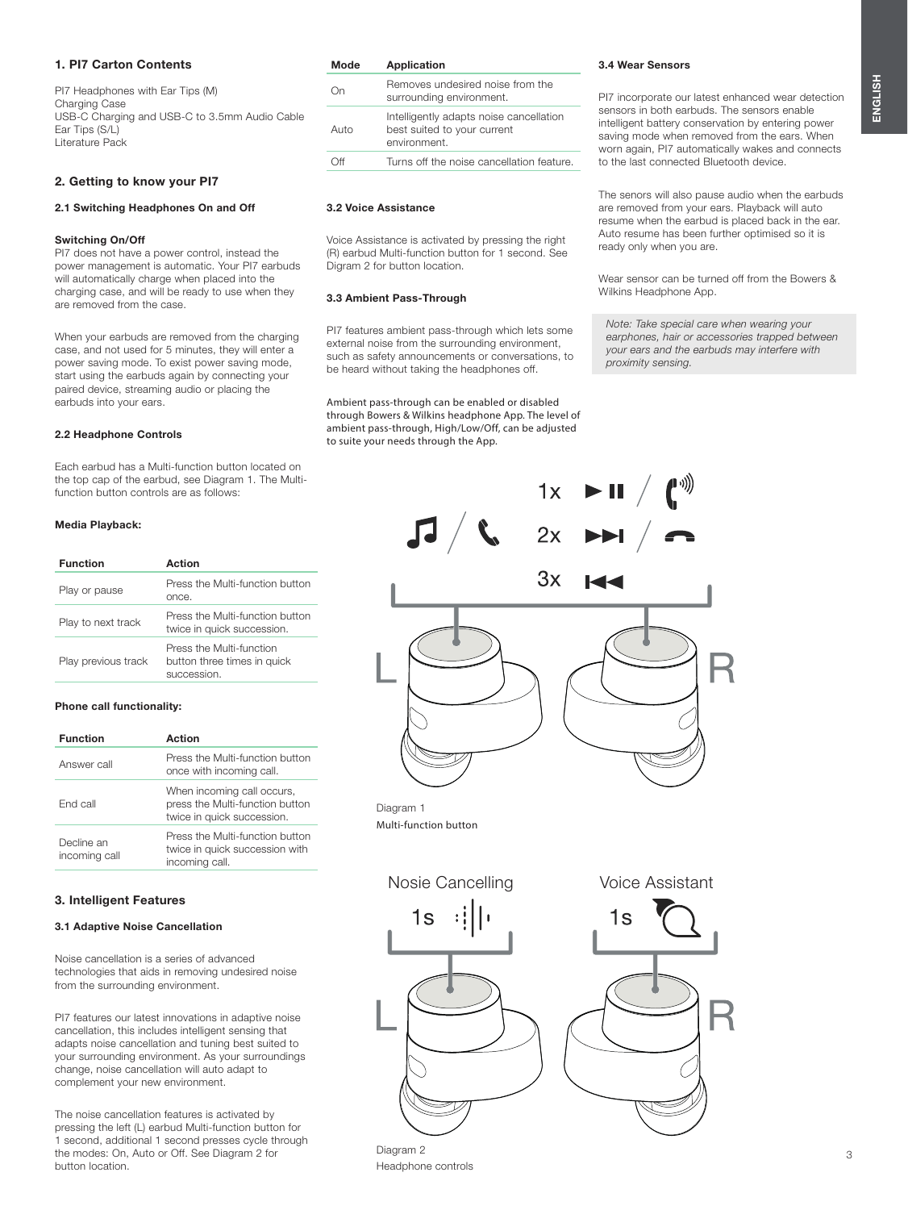## 1. PI7 Carton Contents

PI7 Headphones with Ear Tips (M)
Charging Case
USB-C Charging and USB-C to 3.5mm Audio Cable
Ear Tips (S/L)
Literature Pack

## 2. Getting to know your PI7

### 2.1 Switching Headphones On and Off

**Switching On/Off**
PI7 does not have a power control, instead the power management is automatic. Your PI7 earbuds will automatically charge when placed into the charging case, and will be ready to use when they are removed from the case.

When your earbuds are removed from the charging case, and not used for 5 minutes, they will enter a power saving mode. To exist power saving mode, start using the earbuds again by connecting your paired device, streaming audio or placing the earbuds into your ears.

### 2.2 Headphone Controls

Each earbud has a Multi-function button located on the top cap of the earbud, see Diagram 1. The Multi-function button controls are as follows:

**Media Playback:**

| Function | Action |
| --- | --- |
| Play or pause | Press the Multi-function button once. |
| Play to next track | Press the Multi-function button twice in quick succession. |
| Play previous track | Press the Multi-function button three times in quick succession. |

**Phone call functionality:**

| Function | Action |
| --- | --- |
| Answer call | Press the Multi-function button once with incoming call. |
| End call | When incoming call occurs, press the Multi-function button twice in quick succession. |
| Decline an incoming call | Press the Multi-function button twice in quick succession with incoming call. |

## 3. Intelligent Features

### 3.1 Adaptive Noise Cancellation

Noise cancellation is a series of advanced technologies that aids in removing undesired noise from the surrounding environment.

PI7 features our latest innovations in adaptive noise cancellation, this includes intelligent sensing that adapts noise cancellation and tuning best suited to your surrounding environment. As your surroundings change, noise cancellation will auto adapt to complement your new environment.

The noise cancellation features is activated by pressing the left (L) earbud Multi-function button for 1 second, additional 1 second presses cycle through the modes: On, Auto or Off. See Diagram 2 for button location.

| Mode | Application |
| --- | --- |
| On | Removes undesired noise from the surrounding environment. |
| Auto | Intelligently adapts noise cancellation best suited to your current environment. |
| Off | Turns off the noise cancellation feature. |

### 3.2 Voice Assistance

Voice Assistance is activated by pressing the right (R) earbud Multi-function button for 1 second. See Digram 2 for button location.

### 3.3 Ambient Pass-Through

PI7 features ambient pass-through which lets some external noise from the surrounding environment, such as safety announcements or conversations, to be heard without taking the headphones off.

Ambient pass-through can be enabled or disabled through Bowers & Wilkins headphone App. The level of ambient pass-through, High/Low/Off, can be adjusted to suite your needs through the App.

1x ▶❚❚ / 📞
2x ▶▶❚ / ☎
3x ❚◀◀

L R

Diagram 1
Multi-function button

Nosie Cancelling 1s
Voice Assistant 1s

L R

Diagram 2
Headphone controls

### 3.4 Wear Sensors

PI7 incorporate our latest enhanced wear detection sensors in both earbuds. The sensors enable intelligent battery conservation by entering power saving mode when removed from the ears. When worn again, PI7 automatically wakes and connects to the last connected Bluetooth device.

The senors will also pause audio when the earbuds are removed from your ears. Playback will auto resume when the earbud is placed back in the ear. Auto resume has been further optimised so it is ready only when you are.

Wear sensor can be turned off from the Bowers & Wilkins Headphone App.

*Note: Take special care when wearing your earphones, hair or accessories trapped between your ears and the earbuds may interfere with proximity sensing.*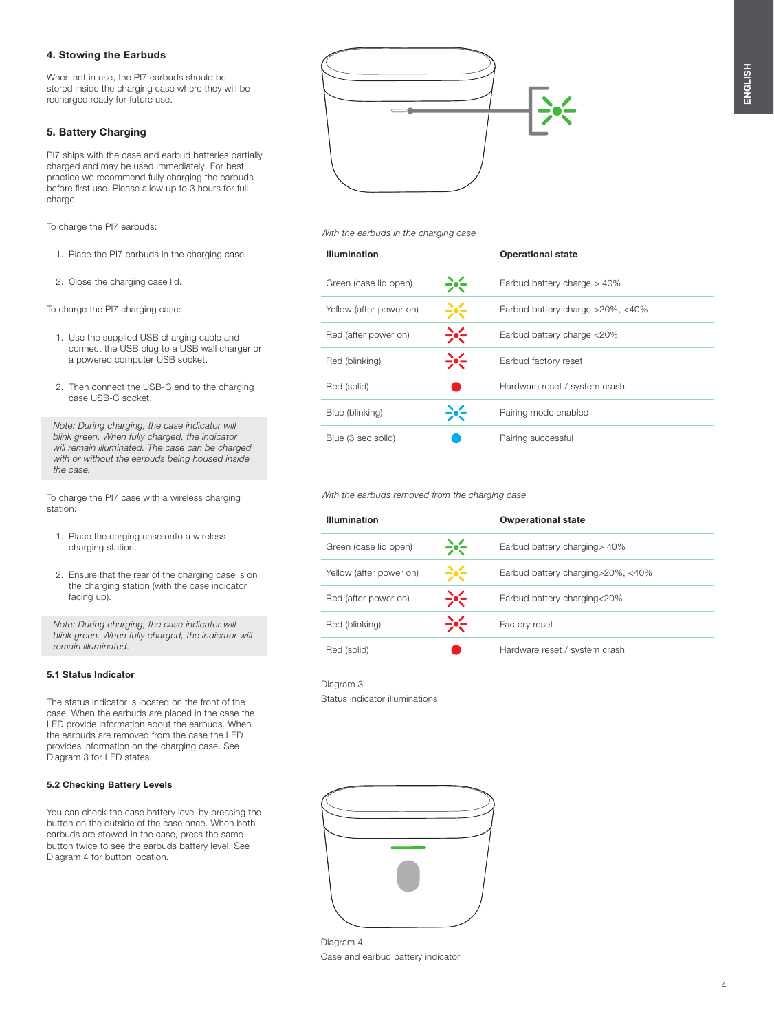## 4. Stowing the Earbuds

When not in use, the PI7 earbuds should be stored inside the charging case where they will be recharged ready for future use.

## 5. Battery Charging

PI7 ships with the case and earbud batteries partially charged and may be used immediately. For best practice we recommend fully charging the earbuds before first use. Please allow up to 3 hours for full charge.

To charge the PI7 earbuds:

1. Place the PI7 earbuds in the charging case.
2. Close the charging case lid.

To charge the PI7 charging case:

1. Use the supplied USB charging cable and connect the USB plug to a USB wall charger or a powered computer USB socket.
2. Then connect the USB-C end to the charging case USB-C socket.

*Note: During charging, the case indicator will blink green. When fully charged, the indicator will remain illuminated. The case can be charged with or without the earbuds being housed inside the case.*

To charge the PI7 case with a wireless charging station:

1. Place the carging case onto a wireless charging station.
2. Ensure that the rear of the charging case is on the charging station (with the case indicator facing up).

*Note: During charging, the case indicator will blink green. When fully charged, the indicator will remain illuminated.*

### 5.1 Status Indicator

The status indicator is located on the front of the case. When the earbuds are placed in the case the LED provide information about the earbuds. When the earbuds are removed from the case the LED provides information on the charging case. See Diagram 3 for LED states.

### 5.2 Checking Battery Levels

You can check the case battery level by pressing the button on the outside of the case once. When both earbuds are stowed in the case, press the same button twice to see the earbuds battery level. See Diagram 4 for button location.

*With the earbuds in the charging case*

| Illumination | Operational state |
|---|---|
| Green (case lid open) | Earbud battery charge > 40% |
| Yellow (after power on) | Earbud battery charge >20%, <40% |
| Red (after power on) | Earbud battery charge <20% |
| Red (blinking) | Earbud factory reset |
| Red (solid) | Hardware reset / system crash |
| Blue (blinking) | Pairing mode enabled |
| Blue (3 sec solid) | Pairing successful |

*With the earbuds removed from the charging case*

| Illumination | Owperational state |
|---|---|
| Green (case lid open) | Earbud battery charging> 40% |
| Yellow (after power on) | Earbud battery charging>20%, <40% |
| Red (after power on) | Earbud battery charging<20% |
| Red (blinking) | Factory reset |
| Red (solid) | Hardware reset / system crash |

Diagram 3
Status indicator illuminations

Diagram 4
Case and earbud battery indicator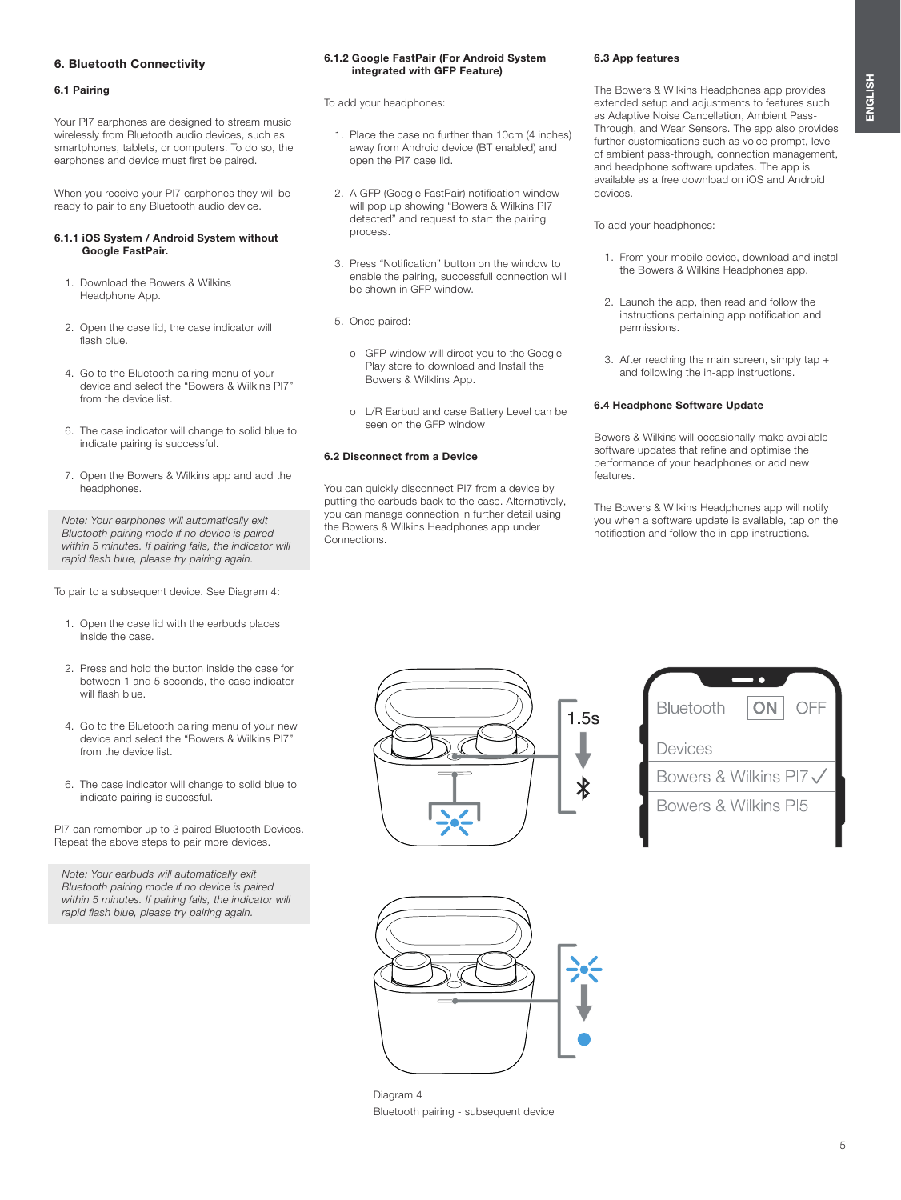## 6. Bluetooth Connectivity

### 6.1 Pairing

Your PI7 earphones are designed to stream music wirelessly from Bluetooth audio devices, such as smartphones, tablets, or computers. To do so, the earphones and device must first be paired.

When you receive your PI7 earphones they will be ready to pair to any Bluetooth audio device.

#### 6.1.1 iOS System / Android System without Google FastPair.

1. Download the Bowers & Wilkins Headphone App.
2. Open the case lid, the case indicator will flash blue.
4. Go to the Bluetooth pairing menu of your device and select the "Bowers & Wilkins PI7" from the device list.
6. The case indicator will change to solid blue to indicate pairing is successful.
7. Open the Bowers & Wilkins app and add the headphones.

*Note: Your earphones will automatically exit Bluetooth pairing mode if no device is paired within 5 minutes. If pairing fails, the indicator will rapid flash blue, please try pairing again.*

To pair to a subsequent device. See Diagram 4:

1. Open the case lid with the earbuds places inside the case.
2. Press and hold the button inside the case for between 1 and 5 seconds, the case indicator will flash blue.
4. Go to the Bluetooth pairing menu of your new device and select the "Bowers & Wilkins PI7" from the device list.
6. The case indicator will change to solid blue to indicate pairing is sucessful.

PI7 can remember up to 3 paired Bluetooth Devices. Repeat the above steps to pair more devices.

*Note: Your earbuds will automatically exit Bluetooth pairing mode if no device is paired within 5 minutes. If pairing fails, the indicator will rapid flash blue, please try pairing again.*

#### 6.1.2 Google FastPair (For Android System integrated with GFP Feature)

To add your headphones:

1. Place the case no further than 10cm (4 inches) away from Android device (BT enabled) and open the PI7 case lid.
2. A GFP (Google FastPair) notification window will pop up showing "Bowers & Wilkins PI7 detected" and request to start the pairing process.
3. Press "Notification" button on the window to enable the pairing, successfull connection will be shown in GFP window.
5. Once paired:
   - GFP window will direct you to the Google Play store to download and Install the Bowers & Wilklins App.
   - L/R Earbud and case Battery Level can be seen on the GFP window

### 6.2 Disconnect from a Device

You can quickly disconnect PI7 from a device by putting the earbuds back to the case. Alternatively, you can manage connection in further detail using the Bowers & Wilkins Headphones app under Connections.

### 6.3 App features

The Bowers & Wilkins Headphones app provides extended setup and adjustments to features such as Adaptive Noise Cancellation, Ambient Pass-Through, and Wear Sensors. The app also provides further customisations such as voice prompt, level of ambient pass-through, connection management, and headphone software updates. The app is available as a free download on iOS and Android devices.

To add your headphones:

1. From your mobile device, download and install the Bowers & Wilkins Headphones app.
2. Launch the app, then read and follow the instructions pertaining app notification and permissions.
3. After reaching the main screen, simply tap + and following the in-app instructions.

### 6.4 Headphone Software Update

Bowers & Wilkins will occasionally make available software updates that refine and optimise the performance of your headphones or add new features.

The Bowers & Wilkins Headphones app will notify you when a software update is available, tap on the notification and follow the in-app instructions.

1.5s

Bluetooth ON OFF

Devices

Bowers & Wilkins PI7 ✓

Bowers & Wilkins PI5

Diagram 4

Bluetooth pairing - subsequent device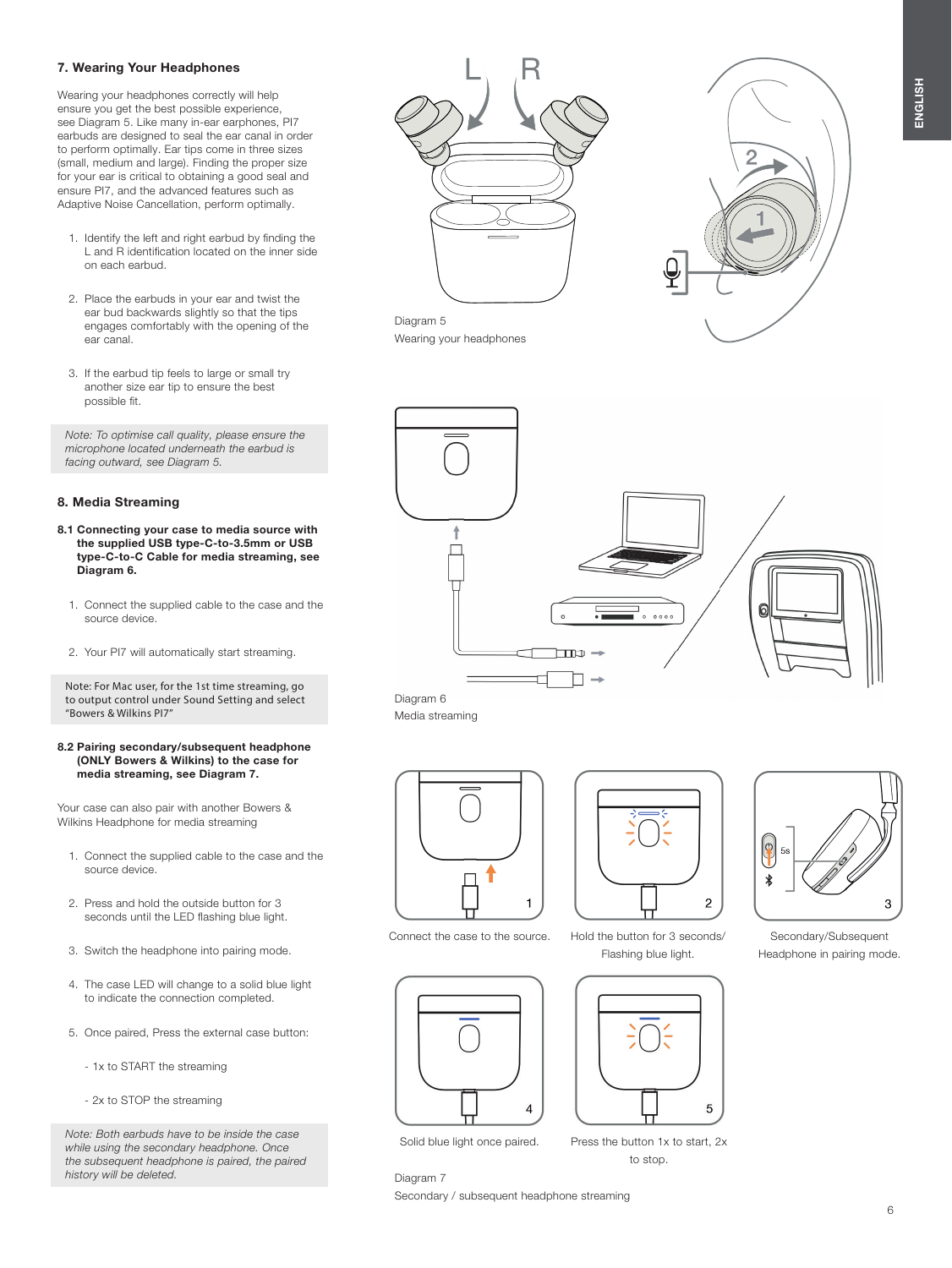## 7. Wearing Your Headphones

Wearing your headphones correctly will help ensure you get the best possible experience, see Diagram 5. Like many in-ear earphones, PI7 earbuds are designed to seal the ear canal in order to perform optimally. Ear tips come in three sizes (small, medium and large). Finding the proper size for your ear is critical to obtaining a good seal and ensure PI7, and the advanced features such as Adaptive Noise Cancellation, perform optimally.

1. Identify the left and right earbud by finding the L and R identification located on the inner side on each earbud.
2. Place the earbuds in your ear and twist the ear bud backwards slightly so that the tips engages comfortably with the opening of the ear canal.
3. If the earbud tip feels to large or small try another size ear tip to ensure the best possible fit.

*Note: To optimise call quality, please ensure the microphone located underneath the earbud is facing outward, see Diagram 5.*

Diagram 5
Wearing your headphones

## 8. Media Streaming

**8.1 Connecting your case to media source with the supplied USB type-C-to-3.5mm or USB type-C-to-C Cable for media streaming, see Diagram 6.**

1. Connect the supplied cable to the case and the source device.
2. Your PI7 will automatically start streaming.

Note: For Mac user, for the 1st time streaming, go to output control under Sound Setting and select "Bowers & Wilkins PI7"

Diagram 6
Media streaming

**8.2 Pairing secondary/subsequent headphone (ONLY Bowers & Wilkins) to the case for media streaming, see Diagram 7.**

Your case can also pair with another Bowers & Wilkins Headphone for media streaming

1. Connect the supplied cable to the case and the source device.
2. Press and hold the outside button for 3 seconds until the LED flashing blue light.
3. Switch the headphone into pairing mode.
4. The case LED will change to a solid blue light to indicate the connection completed.
5. Once paired, Press the external case button:
   - 1x to START the streaming
   - 2x to STOP the streaming

*Note: Both earbuds have to be inside the case while using the secondary headphone. Once the subsequent headphone is paired, the paired history will be deleted.*

1 Connect the case to the source.

2 Hold the button for 3 seconds/ Flashing blue light.

3 Secondary/Subsequent Headphone in pairing mode.

4 Solid blue light once paired.

5 Press the button 1x to start, 2x to stop.

Diagram 7
Secondary / subsequent headphone streaming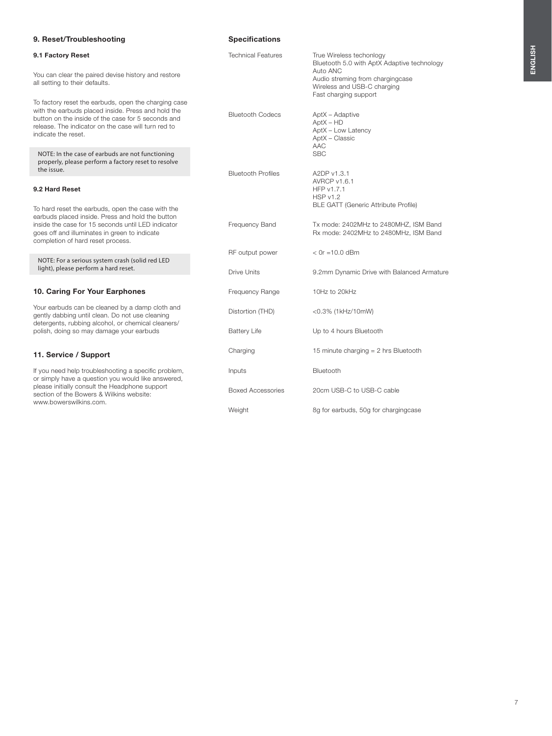## 9. Reset/Troubleshooting

### 9.1 Factory Reset

You can clear the paired devise history and restore all setting to their defaults.

To factory reset the earbuds, open the charging case with the earbuds placed inside. Press and hold the button on the inside of the case for 5 seconds and release. The indicator on the case will turn red to indicate the reset.

NOTE: In the case of earbuds are not functioning properly, please perform a factory reset to resolve the issue.

### 9.2 Hard Reset

To hard reset the earbuds, open the case with the earbuds placed inside. Press and hold the button inside the case for 15 seconds until LED indicator goes off and illuminates in green to indicate completion of hard reset process.

NOTE: For a serious system crash (solid red LED light), please perform a hard reset.

## 10. Caring For Your Earphones

Your earbuds can be cleaned by a damp cloth and gently dabbing until clean. Do not use cleaning detergents, rubbing alcohol, or chemical cleaners/polish, doing so may damage your earbuds

## 11. Service / Support

If you need help troubleshooting a specific problem, or simply have a question you would like answered, please initially consult the Headphone support section of the Bowers & Wilkins website: www.bowerswilkins.com.

## Specifications

| | |
|---|---|
| Technical Features | True Wireless techonlogy<br>Bluetooth 5.0 with AptX Adaptive technology<br>Auto ANC<br>Audio streming from chargingcase<br>Wireless and USB-C charging<br>Fast charging support |
| Bluetooth Codecs | AptX – Adaptive<br>AptX – HD<br>AptX – Low Latency<br>AptX – Classic<br>AAC<br>SBC |
| Bluetooth Profiles | A2DP v1.3.1<br>AVRCP v1.6.1<br>HFP v1.7.1<br>HSP v1.2<br>BLE GATT (Generic Attribute Profile) |
| Frequency Band | Tx mode: 2402MHz to 2480MHZ, ISM Band<br>Rx mode: 2402MHz to 2480MHz, ISM Band |
| RF output power | < 0r =10.0 dBm |
| Drive Units | 9.2mm Dynamic Drive with Balanced Armature |
| Frequency Range | 10Hz to 20kHz |
| Distortion (THD) | <0.3% (1kHz/10mW) |
| Battery Life | Up to 4 hours Bluetooth |
| Charging | 15 minute charging = 2 hrs Bluetooth |
| Inputs | Bluetooth |
| Boxed Accessories | 20cm USB-C to USB-C cable |
| Weight | 8g for earbuds, 50g for chargingcase |